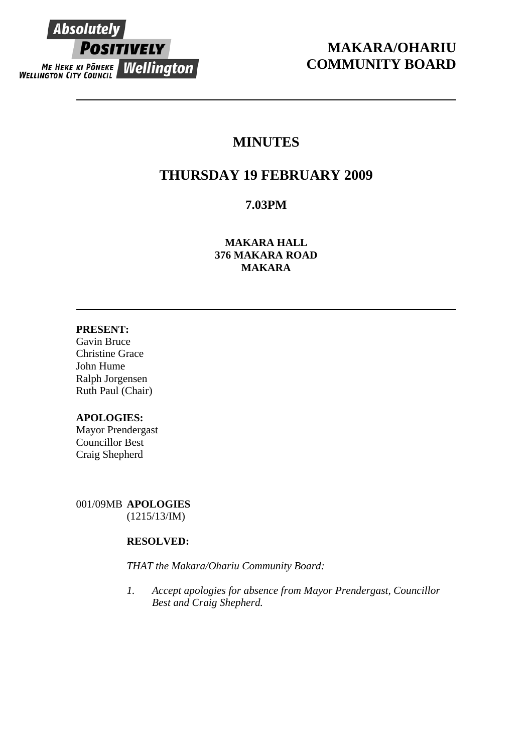# MAKARA/OHARIU COMMUNITY BOARD

## MINUTES

## THURSDAY 19 FEBRUARY 2009

### 7.03PM

**MAKARA HALL**
**376 MAKARA ROAD**
**MAKARA**

---

**PRESENT:**
Gavin Bruce
Christine Grace
John Hume
Ralph Jorgensen
Ruth Paul (Chair)

**APOLOGIES:**
Mayor Prendergast
Councillor Best
Craig Shepherd

001/09MB **APOLOGIES**
(1215/13/IM)

**RESOLVED:**

*THAT the Makara/Ohariu Community Board:*

1. *Accept apologies for absence from Mayor Prendergast, Councillor Best and Craig Shepherd.*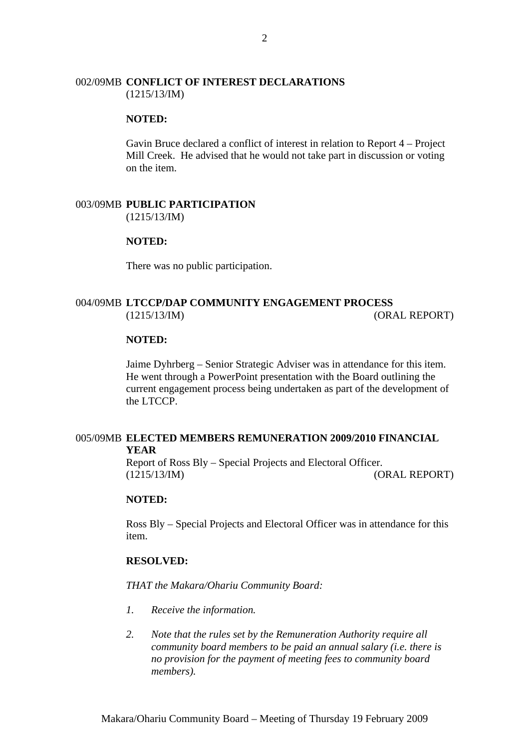### 002/09MB **CONFLICT OF INTEREST DECLARATIONS**

(1215/13/IM)

**NOTED:**

Gavin Bruce declared a conflict of interest in relation to Report 4 – Project Mill Creek. He advised that he would not take part in discussion or voting on the item.

### 003/09MB **PUBLIC PARTICIPATION**

(1215/13/IM)

**NOTED:**

There was no public participation.

### 004/09MB **LTCCP/DAP COMMUNITY ENGAGEMENT PROCESS**

(1215/13/IM) (ORAL REPORT)

**NOTED:**

Jaime Dyhrberg – Senior Strategic Adviser was in attendance for this item. He went through a PowerPoint presentation with the Board outlining the current engagement process being undertaken as part of the development of the LTCCP.

### 005/09MB **ELECTED MEMBERS REMUNERATION 2009/2010 FINANCIAL YEAR**

Report of Ross Bly – Special Projects and Electoral Officer.
(1215/13/IM) (ORAL REPORT)

**NOTED:**

Ross Bly – Special Projects and Electoral Officer was in attendance for this item.

**RESOLVED:**

*THAT the Makara/Ohariu Community Board:*

1. *Receive the information.*

2. *Note that the rules set by the Remuneration Authority require all community board members to be paid an annual salary (i.e. there is no provision for the payment of meeting fees to community board members).*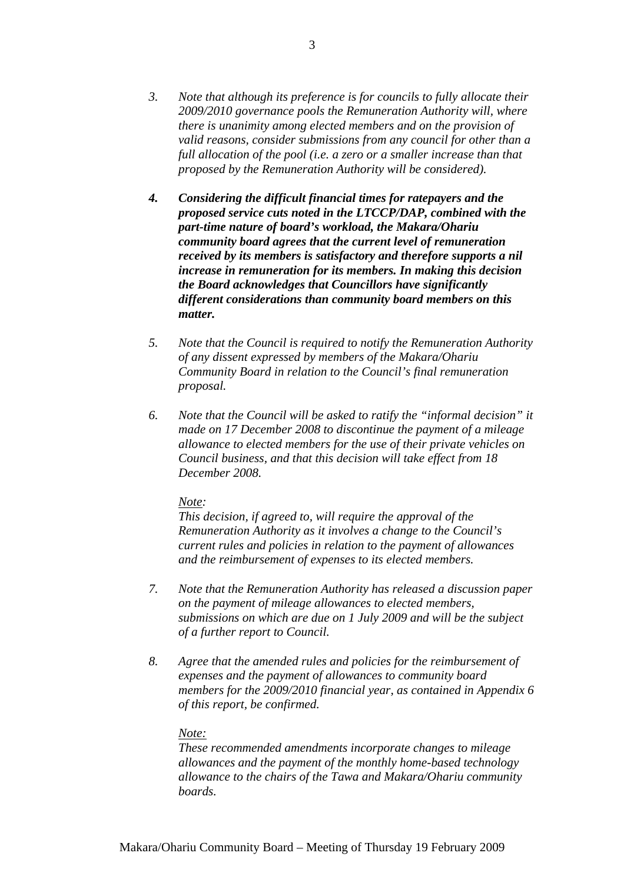3. *Note that although its preference is for councils to fully allocate their 2009/2010 governance pools the Remuneration Authority will, where there is unanimity among elected members and on the provision of valid reasons, consider submissions from any council for other than a full allocation of the pool (i.e. a zero or a smaller increase than that proposed by the Remuneration Authority will be considered).*

4. ***Considering the difficult financial times for ratepayers and the proposed service cuts noted in the LTCCP/DAP, combined with the part-time nature of board's workload, the Makara/Ohariu community board agrees that the current level of remuneration received by its members is satisfactory and therefore supports a nil increase in remuneration for its members. In making this decision the Board acknowledges that Councillors have significantly different considerations than community board members on this matter.***

5. *Note that the Council is required to notify the Remuneration Authority of any dissent expressed by members of the Makara/Ohariu Community Board in relation to the Council's final remuneration proposal.*

6. *Note that the Council will be asked to ratify the "informal decision" it made on 17 December 2008 to discontinue the payment of a mileage allowance to elected members for the use of their private vehicles on Council business, and that this decision will take effect from 18 December 2008.*

   *<u>Note</u>:*
   *This decision, if agreed to, will require the approval of the Remuneration Authority as it involves a change to the Council's current rules and policies in relation to the payment of allowances and the reimbursement of expenses to its elected members.*

7. *Note that the Remuneration Authority has released a discussion paper on the payment of mileage allowances to elected members, submissions on which are due on 1 July 2009 and will be the subject of a further report to Council.*

8. *Agree that the amended rules and policies for the reimbursement of expenses and the payment of allowances to community board members for the 2009/2010 financial year, as contained in Appendix 6 of this report, be confirmed.*

   *<u>Note:</u>*
   *These recommended amendments incorporate changes to mileage allowances and the payment of the monthly home-based technology allowance to the chairs of the Tawa and Makara/Ohariu community boards.*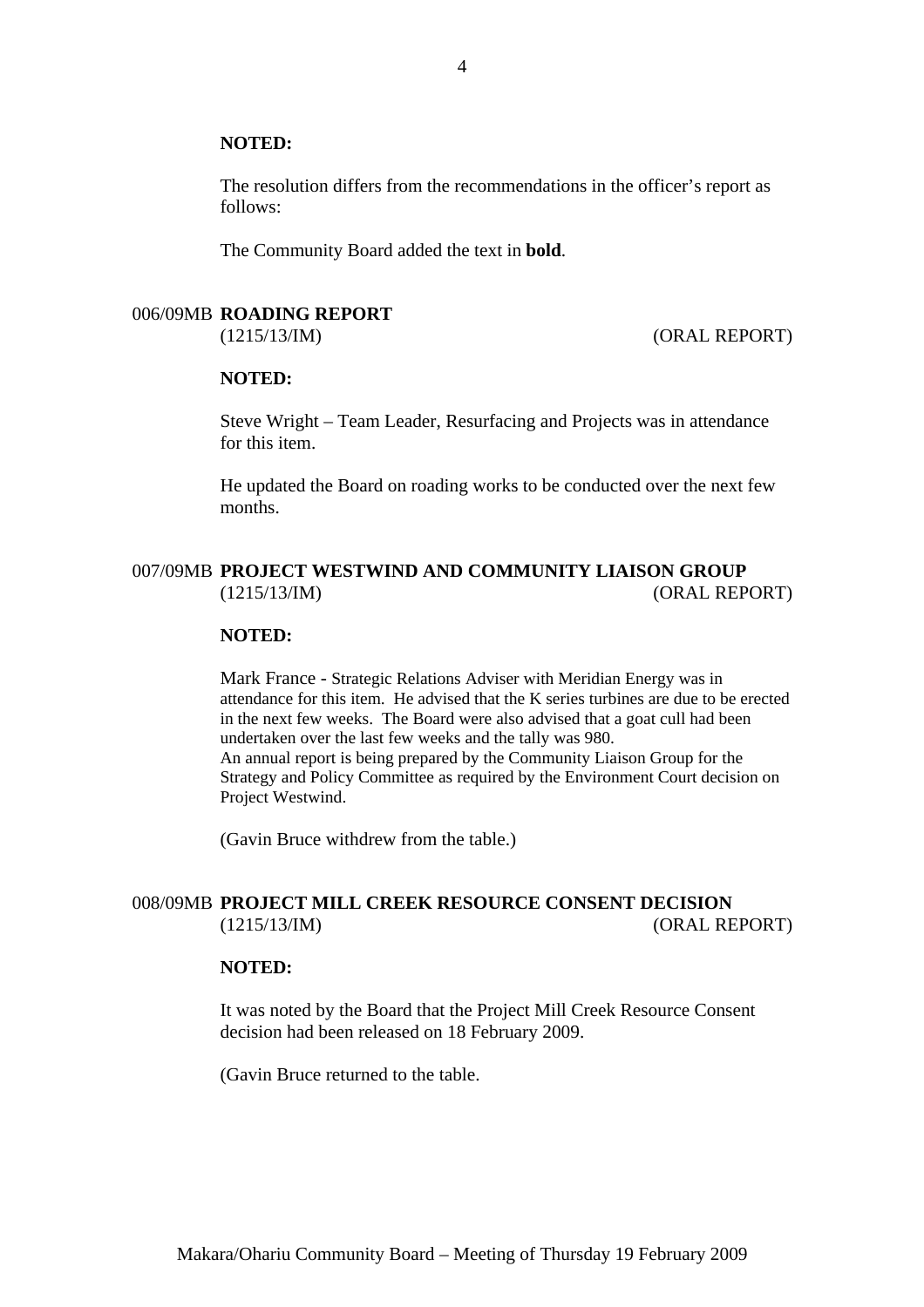**NOTED:**

The resolution differs from the recommendations in the officer's report as follows:

The Community Board added the text in **bold**.

## 006/09MB **ROADING REPORT**

(1215/13/IM) (ORAL REPORT)

**NOTED:**

Steve Wright – Team Leader, Resurfacing and Projects was in attendance for this item.

He updated the Board on roading works to be conducted over the next few months.

## 007/09MB **PROJECT WESTWIND AND COMMUNITY LIAISON GROUP**

(1215/13/IM) (ORAL REPORT)

**NOTED:**

Mark France - Strategic Relations Adviser with Meridian Energy was in attendance for this item. He advised that the K series turbines are due to be erected in the next few weeks. The Board were also advised that a goat cull had been undertaken over the last few weeks and the tally was 980.
An annual report is being prepared by the Community Liaison Group for the Strategy and Policy Committee as required by the Environment Court decision on Project Westwind.

(Gavin Bruce withdrew from the table.)

## 008/09MB **PROJECT MILL CREEK RESOURCE CONSENT DECISION**

(1215/13/IM) (ORAL REPORT)

**NOTED:**

It was noted by the Board that the Project Mill Creek Resource Consent decision had been released on 18 February 2009.

(Gavin Bruce returned to the table.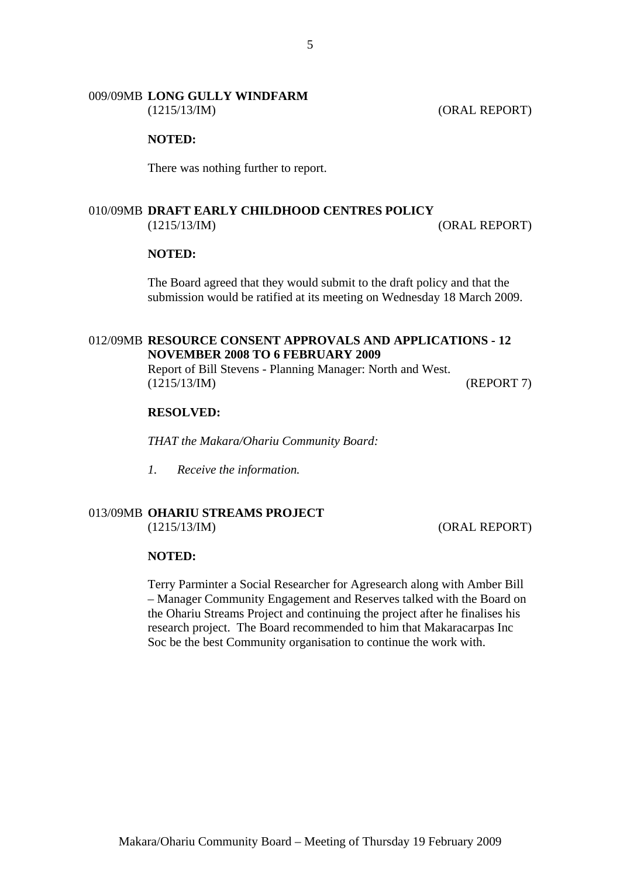009/09MB **LONG GULLY WINDFARM**
(1215/13/IM) (ORAL REPORT)

**NOTED:**

There was nothing further to report.

010/09MB **DRAFT EARLY CHILDHOOD CENTRES POLICY**
(1215/13/IM) (ORAL REPORT)

**NOTED:**

The Board agreed that they would submit to the draft policy and that the submission would be ratified at its meeting on Wednesday 18 March 2009.

012/09MB **RESOURCE CONSENT APPROVALS AND APPLICATIONS - 12 NOVEMBER 2008 TO 6 FEBRUARY 2009**
Report of Bill Stevens - Planning Manager: North and West.
(1215/13/IM) (REPORT 7)

**RESOLVED:**

*THAT the Makara/Ohariu Community Board:*

*1. Receive the information.*

013/09MB **OHARIU STREAMS PROJECT**
(1215/13/IM) (ORAL REPORT)

**NOTED:**

Terry Parminter a Social Researcher for Agresearch along with Amber Bill – Manager Community Engagement and Reserves talked with the Board on the Ohariu Streams Project and continuing the project after he finalises his research project. The Board recommended to him that Makaracarpas Inc Soc be the best Community organisation to continue the work with.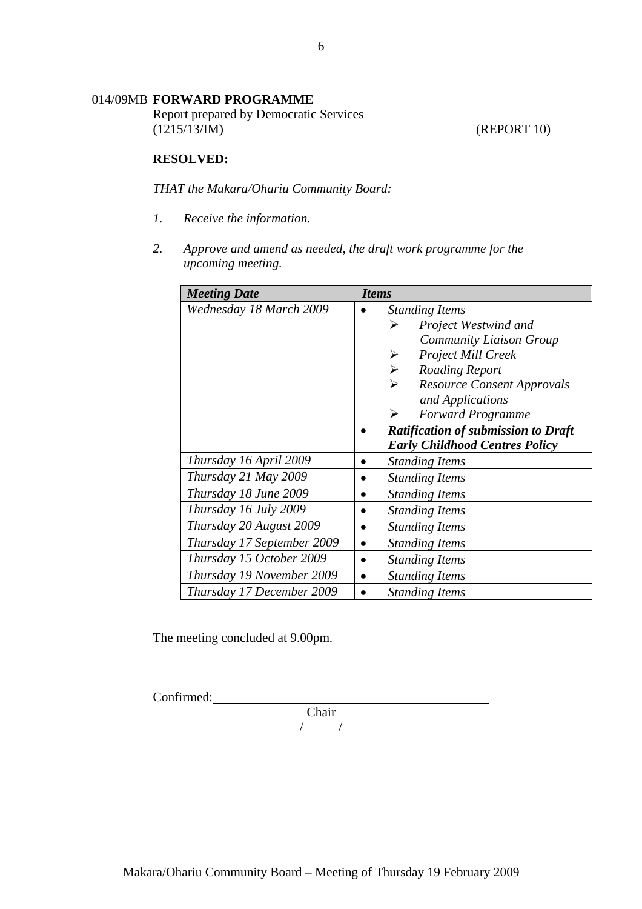014/09MB **FORWARD PROGRAMME**
Report prepared by Democratic Services
(1215/13/IM) (REPORT 10)

**RESOLVED:**

*THAT the Makara/Ohariu Community Board:*

1. *Receive the information.*

2. *Approve and amend as needed, the draft work programme for the upcoming meeting.*

| ***Meeting Date*** | ***Items*** |
|---|---|
| *Wednesday 18 March 2009* | • *Standing Items*<br>➢ *Project Westwind and Community Liaison Group*<br>➢ *Project Mill Creek*<br>➢ *Roading Report*<br>➢ *Resource Consent Approvals and Applications*<br>➢ *Forward Programme*<br>• ***Ratification of submission to Draft Early Childhood Centres Policy*** |
| *Thursday 16 April 2009* | • *Standing Items* |
| *Thursday 21 May 2009* | • *Standing Items* |
| *Thursday 18 June 2009* | • *Standing Items* |
| *Thursday 16 July 2009* | • *Standing Items* |
| *Thursday 20 August 2009* | • *Standing Items* |
| *Thursday 17 September 2009* | • *Standing Items* |
| *Thursday 15 October 2009* | • *Standing Items* |
| *Thursday 19 November 2009* | • *Standing Items* |
| *Thursday 17 December 2009* | • *Standing Items* |

The meeting concluded at 9.00pm.

Confirmed: ____________________________________________

Chair

/ /